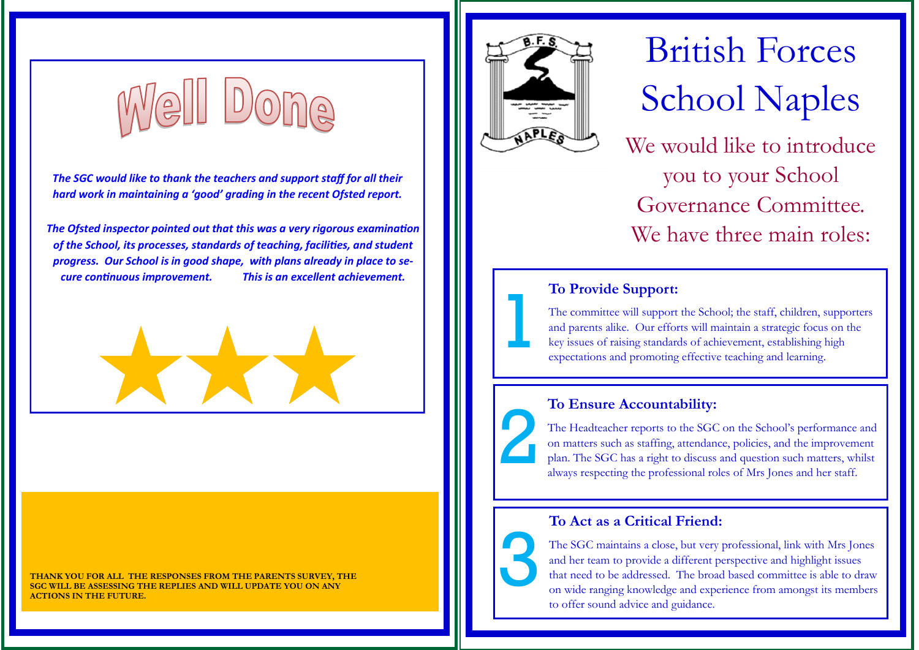# Well Done

***The SGC would like to thank the teachers and support staff for all their hard work in maintaining a 'good' grading in the recent Ofsted report.***

***The Ofsted inspector pointed out that this was a very rigorous examination of the School, its processes, standards of teaching, facilities, and student progress. Our School is in good shape, with plans already in place to secure continuous improvement. This is an excellent achievement.***

**THANK YOU FOR ALL THE RESPONSES FROM THE PARENTS SURVEY, THE SGC WILL BE ASSESSING THE REPLIES AND WILL UPDATE YOU ON ANY ACTIONS IN THE FUTURE.**

# British Forces School Naples

## We would like to introduce you to your School Governance Committee. We have three main roles:

### 1 To Provide Support:

The committee will support the School; the staff, children, supporters and parents alike. Our efforts will maintain a strategic focus on the key issues of raising standards of achievement, establishing high expectations and promoting effective teaching and learning.

### 2 To Ensure Accountability:

The Headteacher reports to the SGC on the School's performance and on matters such as staffing, attendance, policies, and the improvement plan. The SGC has a right to discuss and question such matters, whilst always respecting the professional roles of Mrs Jones and her staff.

### 3 To Act as a Critical Friend:

The SGC maintains a close, but very professional, link with Mrs Jones and her team to provide a different perspective and highlight issues that need to be addressed. The broad based committee is able to draw on wide ranging knowledge and experience from amongst its members to offer sound advice and guidance.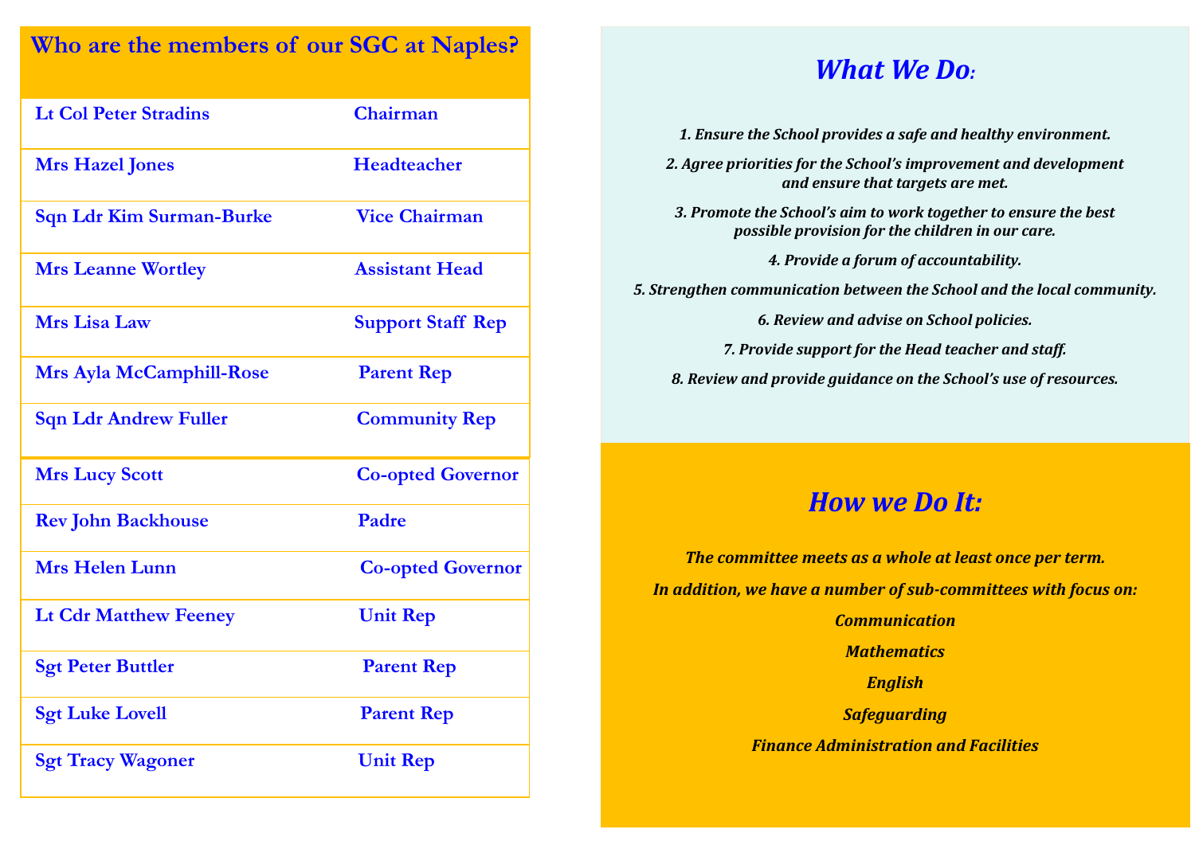## Who are the members of our SGC at Naples?

| | |
|---|---|
| Lt Col Peter Stradins | Chairman |
| Mrs Hazel Jones | Headteacher |
| Sqn Ldr Kim Surman-Burke | Vice Chairman |
| Mrs Leanne Wortley | Assistant Head |
| Mrs Lisa Law | Support Staff Rep |
| Mrs Ayla McCamphill-Rose | Parent Rep |
| Sqn Ldr Andrew Fuller | Community Rep |
| Mrs Lucy Scott | Co-opted Governor |
| Rev John Backhouse | Padre |
| Mrs Helen Lunn | Co-opted Governor |
| Lt Cdr Matthew Feeney | Unit Rep |
| Sgt Peter Buttler | Parent Rep |
| Sgt Luke Lovell | Parent Rep |
| Sgt Tracy Wagoner | Unit Rep |

## *What We Do:*

***1. Ensure the School provides a safe and healthy environment.***

***2. Agree priorities for the School's improvement and development and ensure that targets are met.***

***3. Promote the School's aim to work together to ensure the best possible provision for the children in our care.***

***4. Provide a forum of accountability.***

***5. Strengthen communication between the School and the local community.***

***6. Review and advise on School policies.***

***7. Provide support for the Head teacher and staff.***

***8. Review and provide guidance on the School's use of resources.***

## *How we Do It:*

***The committee meets as a whole at least once per term.***

***In addition, we have a number of sub-committees with focus on:***

***Communication***

***Mathematics***

***English***

***Safeguarding***

***Finance Administration and Facilities***